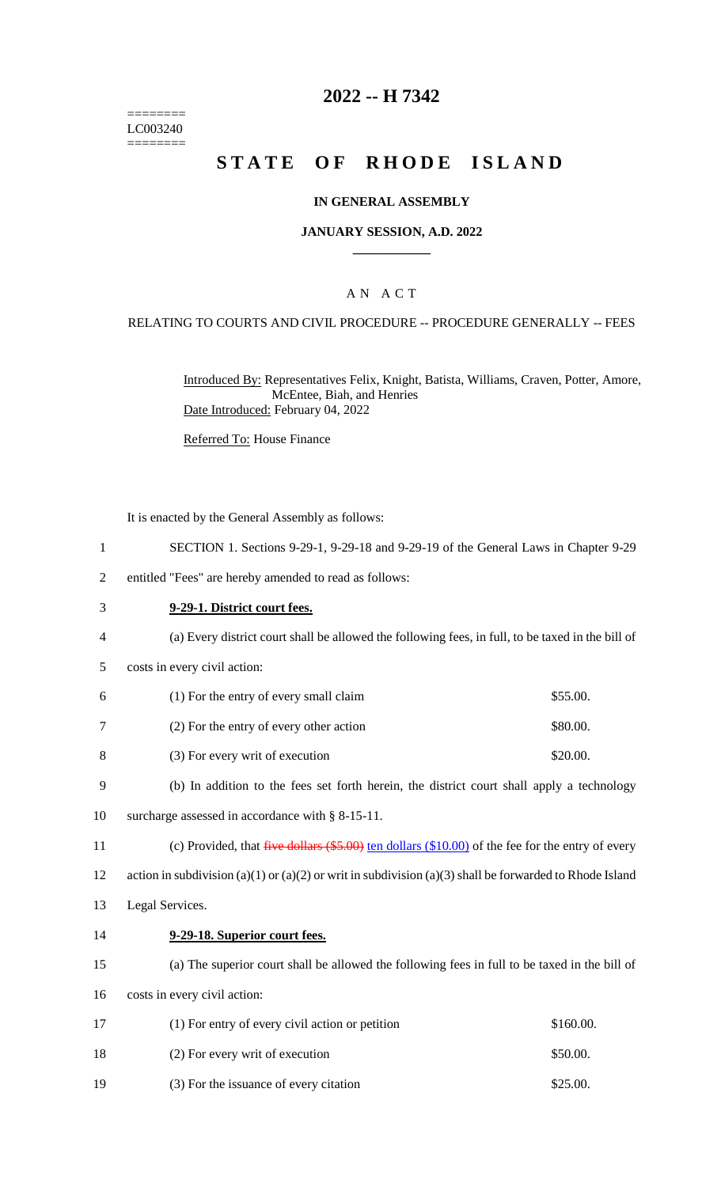========
LC003240
========

# 2022 -- H 7342

# STATE OF RHODE ISLAND

## IN GENERAL ASSEMBLY

### JANUARY SESSION, A.D. 2022

---

### A N A C T

RELATING TO COURTS AND CIVIL PROCEDURE -- PROCEDURE GENERALLY -- FEES

Introduced By: Representatives Felix, Knight, Batista, Williams, Craven, Potter, Amore, McEntee, Biah, and Henries
Date Introduced: February 04, 2022

Referred To: House Finance

It is enacted by the General Assembly as follows:

1 SECTION 1. Sections 9-29-1, 9-29-18 and 9-29-19 of the General Laws in Chapter 9-29
2 entitled "Fees" are hereby amended to read as follows:

3 **9-29-1. District court fees.**

4 (a) Every district court shall be allowed the following fees, in full, to be taxed in the bill of
5 costs in every civil action:

6 (1) For the entry of every small claim $55.00.
7 (2) For the entry of every other action $80.00.
8 (3) For every writ of execution $20.00.

9 (b) In addition to the fees set forth herein, the district court shall apply a technology
10 surcharge assessed in accordance with § 8-15-11.

11 (c) Provided, that ~~five dollars ($5.00)~~ ten dollars ($10.00) of the fee for the entry of every
12 action in subdivision (a)(1) or (a)(2) or writ in subdivision (a)(3) shall be forwarded to Rhode Island
13 Legal Services.

14 **9-29-18. Superior court fees.**

15 (a) The superior court shall be allowed the following fees in full to be taxed in the bill of
16 costs in every civil action:

17 (1) For entry of every civil action or petition $160.00.
18 (2) For every writ of execution $50.00.
19 (3) For the issuance of every citation $25.00.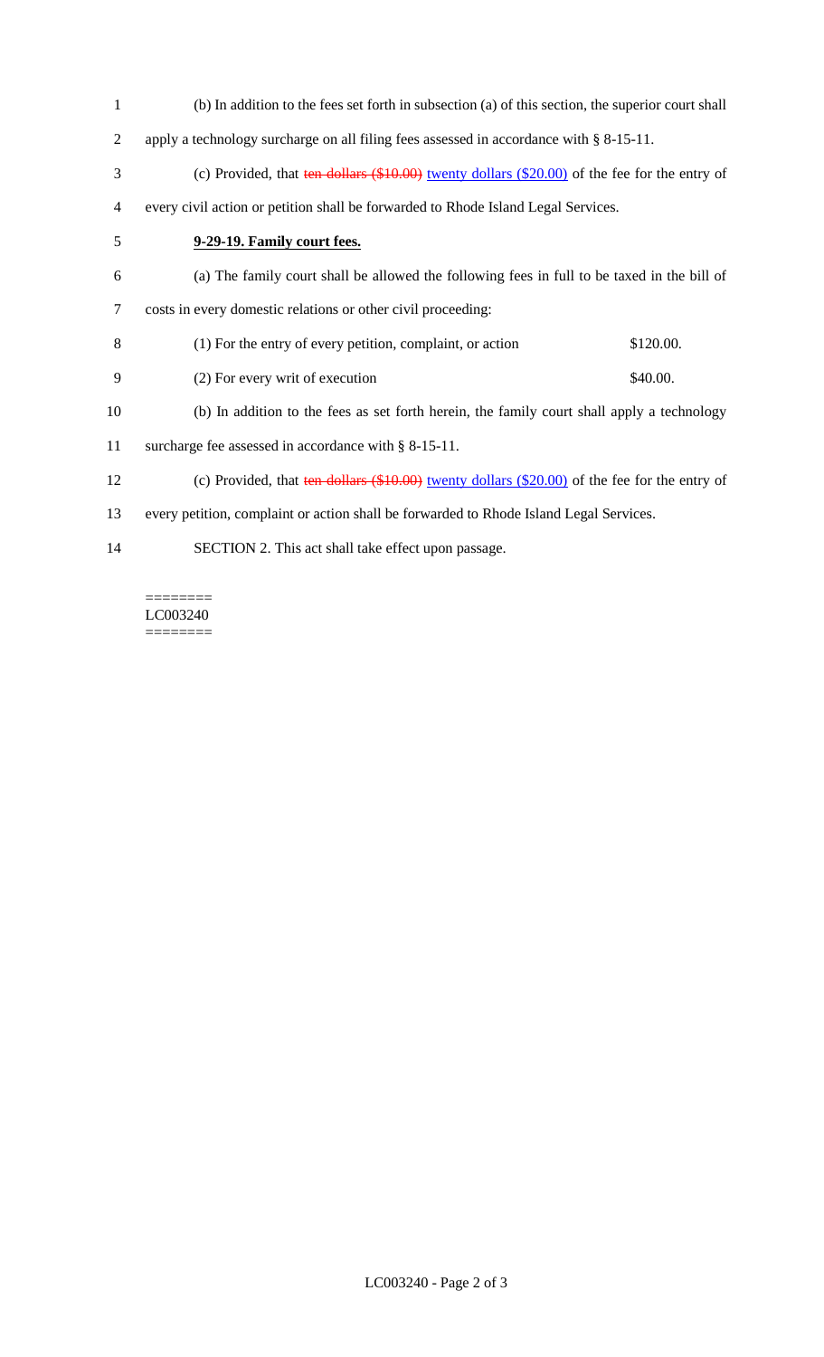(b) In addition to the fees set forth in subsection (a) of this section, the superior court shall apply a technology surcharge on all filing fees assessed in accordance with § 8-15-11.

(c) Provided, that ~~ten dollars ($10.00)~~ twenty dollars ($20.00) of the fee for the entry of every civil action or petition shall be forwarded to Rhode Island Legal Services.

**9-29-19. Family court fees.**

(a) The family court shall be allowed the following fees in full to be taxed in the bill of costs in every domestic relations or other civil proceeding:

(1) For the entry of every petition, complaint, or action $120.00.

(2) For every writ of execution $40.00.

(b) In addition to the fees as set forth herein, the family court shall apply a technology surcharge fee assessed in accordance with § 8-15-11.

(c) Provided, that ~~ten dollars ($10.00)~~ twenty dollars ($20.00) of the fee for the entry of every petition, complaint or action shall be forwarded to Rhode Island Legal Services.

SECTION 2. This act shall take effect upon passage.

========
LC003240
========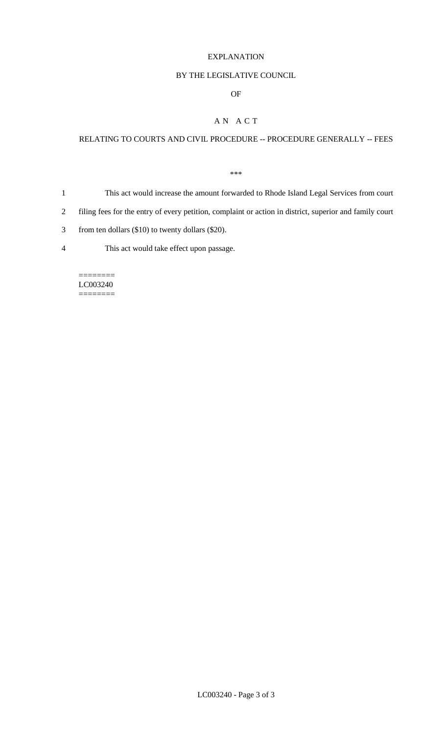EXPLANATION

BY THE LEGISLATIVE COUNCIL

OF

A N A C T

RELATING TO COURTS AND CIVIL PROCEDURE -- PROCEDURE GENERALLY -- FEES

\*\*\*

1 This act would increase the amount forwarded to Rhode Island Legal Services from court
2 filing fees for the entry of every petition, complaint or action in district, superior and family court
3 from ten dollars ($10) to twenty dollars ($20).
4 This act would take effect upon passage.

========
LC003240
========